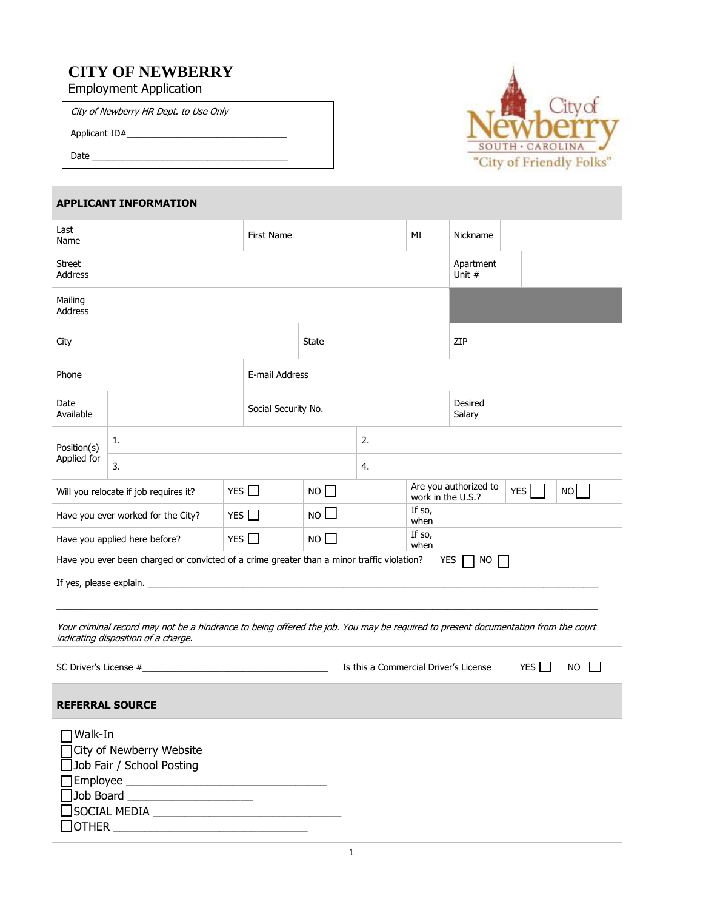# CITY OF NEWBERRY

Employment Application

*City of Newberry HR Dept. to Use Only*

Applicant ID#_______________________________

Date _______________________________________

City of Newberry SOUTH • CAROLINA "City of Friendly Folks"

## APPLICANT INFORMATION

| Last Name | | First Name | | MI | | Nickname | |
|---|---|---|---|---|---|---|---|
| Street Address | | | | | | Apartment Unit # | |
| Mailing Address | | | | | | | |
| City | | State | | | | ZIP | |
| Phone | | E-mail Address | | | | | |
| Date Available | | Social Security No. | | | | Desired Salary | |
| Position(s) Applied for | 1. | | 2. | | | | |
| | 3. | | 4. | | | | |

| | | | | | |
|---|---|---|---|---|---|
| Will you relocate if job requires it? | YES ☐ | NO ☐ | Are you authorized to work in the U.S.? | YES ☐ | NO ☐ |
| Have you ever worked for the City? | YES ☐ | NO ☐ | If so, when | | |
| Have you applied here before? | YES ☐ | NO ☐ | If so, when | | |

Have you ever been charged or convicted of a crime greater than a minor traffic violation? YES ☐ NO ☐

If yes, please explain. _______________________________________________________________________________

_______________________________________________________________________________________________

*Your criminal record may not be a hindrance to being offered the job. You may be required to present documentation from the court indicating disposition of a charge.*

SC Driver's License #___________________________________ Is this a Commercial Driver's License YES ☐ NO ☐

## REFERRAL SOURCE

- ☐ Walk-In
- ☐ City of Newberry Website
- ☐ Job Fair / School Posting
- ☐ Employee _______________________________
- ☐ Job Board ____________________
- ☐ SOCIAL MEDIA _____________________________
- ☐ OTHER _____________________________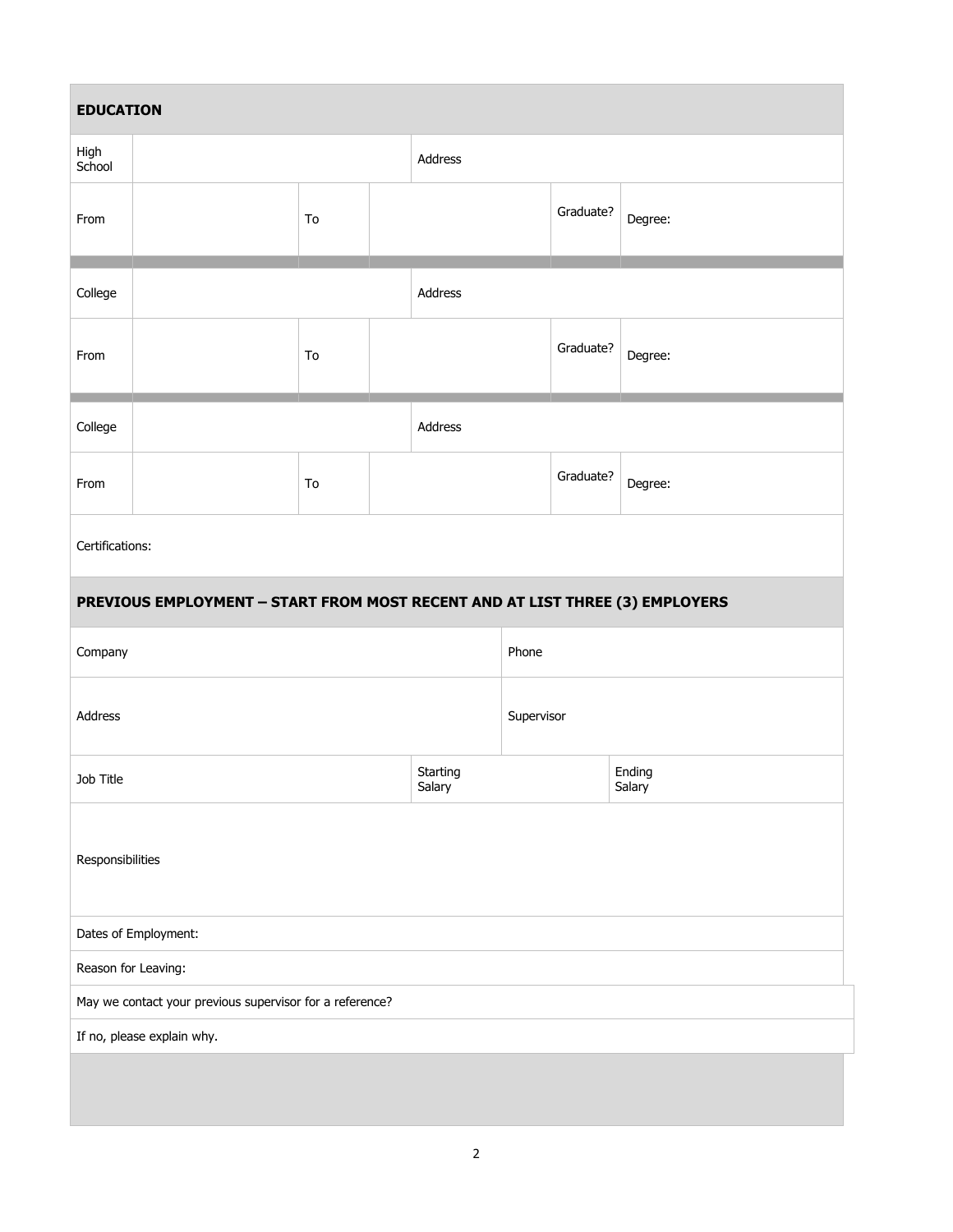## EDUCATION

| | | | | | |
|---|---|---|---|---|---|
| High School | | | Address | | |
| From | | To | | Graduate? | Degree: |

| | | | | | |
|---|---|---|---|---|---|
| College | | | Address | | |
| From | | To | | Graduate? | Degree: |

| | | | | | |
|---|---|---|---|---|---|
| College | | | Address | | |
| From | | To | | Graduate? | Degree: |

Certifications:

## PREVIOUS EMPLOYMENT – START FROM MOST RECENT AND AT LIST THREE (3) EMPLOYERS

| | | |
|---|---|---|
| Company | Phone | |
| Address | Supervisor | |
| Job Title | Starting Salary | Ending Salary |

Responsibilities

Dates of Employment:

Reason for Leaving:

May we contact your previous supervisor for a reference?

If no, please explain why.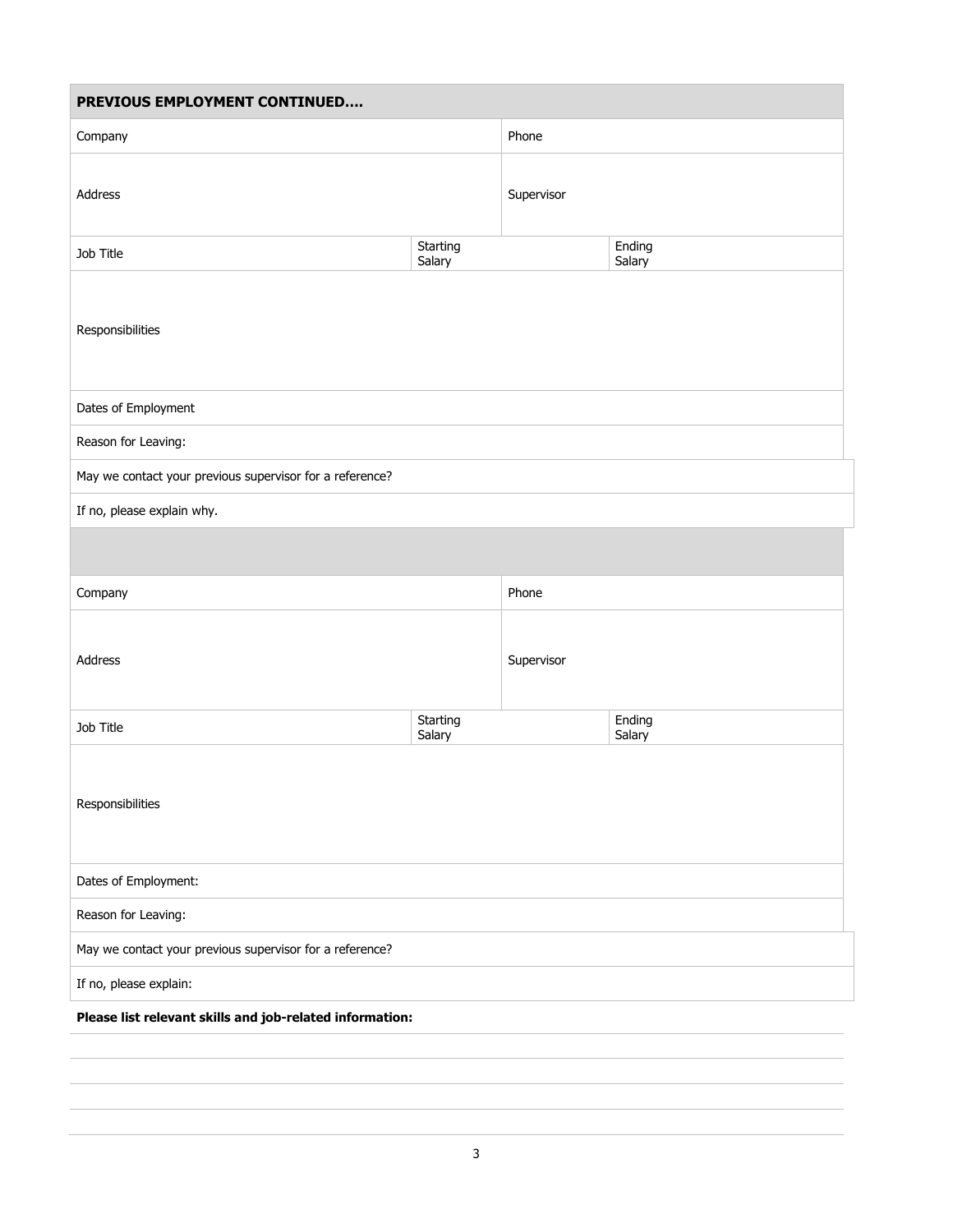| PREVIOUS EMPLOYMENT CONTINUED…. | | | |
|---|---|---|---|
| Company | | Phone | |
| Address | | Supervisor | |
| Job Title | Starting Salary | | Ending Salary |
| Responsibilities | | | |
| Dates of Employment | | | |
| Reason for Leaving: | | | |
| May we contact your previous supervisor for a reference? | | | |
| If no, please explain why. | | | |

| | | | |
|---|---|---|---|
| Company | | Phone | |
| Address | | Supervisor | |
| Job Title | Starting Salary | | Ending Salary |
| Responsibilities | | | |
| Dates of Employment: | | | |
| Reason for Leaving: | | | |
| May we contact your previous supervisor for a reference? | | | |
| If no, please explain: | | | |

**Please list relevant skills and job-related information:**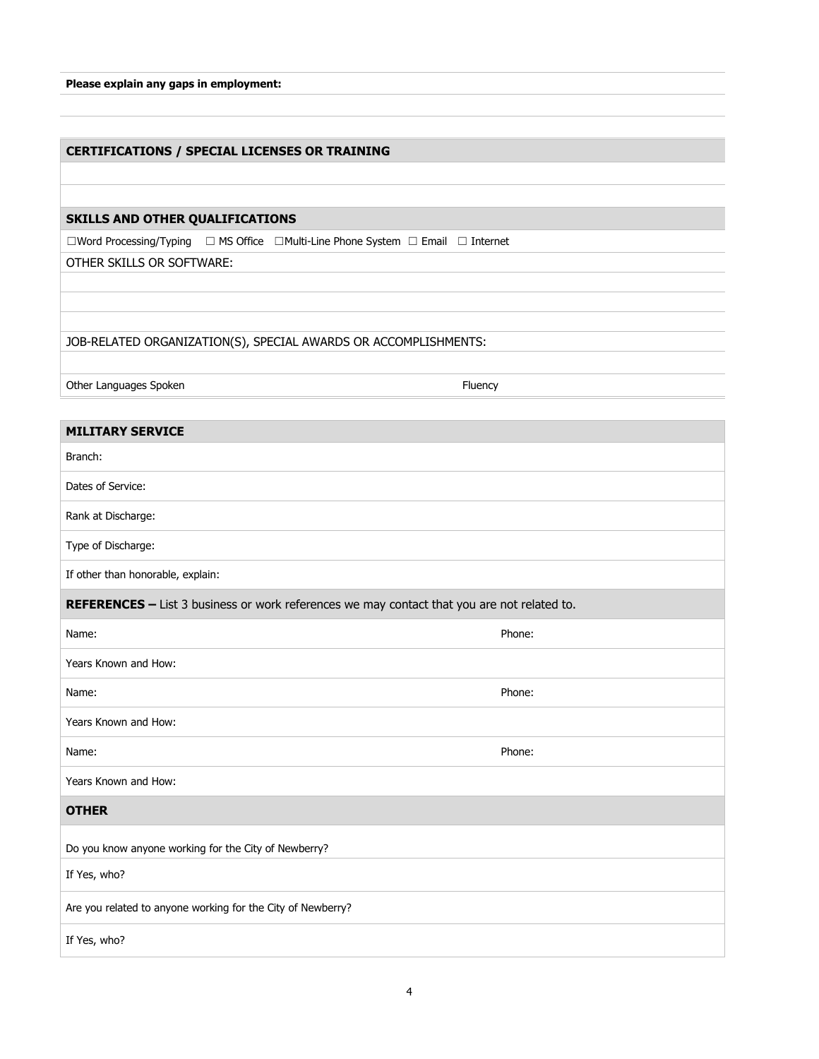**Please explain any gaps in employment:**

## CERTIFICATIONS / SPECIAL LICENSES OR TRAINING

## SKILLS AND OTHER QUALIFICATIONS

☐Word Processing/Typing ☐ MS Office ☐Multi-Line Phone System ☐ Email ☐ Internet

OTHER SKILLS OR SOFTWARE:

JOB-RELATED ORGANIZATION(S), SPECIAL AWARDS OR ACCOMPLISHMENTS:

| Other Languages Spoken | Fluency |
|---|---|

## MILITARY SERVICE

Branch:

Dates of Service:

Rank at Discharge:

Type of Discharge:

If other than honorable, explain:

## REFERENCES – List 3 business or work references we may contact that you are not related to.

| Name: | Phone: |
|---|---|
| Years Known and How: | |
| Name: | Phone: |
| Years Known and How: | |
| Name: | Phone: |
| Years Known and How: | |

## OTHER

Do you know anyone working for the City of Newberry?

If Yes, who?

Are you related to anyone working for the City of Newberry?

If Yes, who?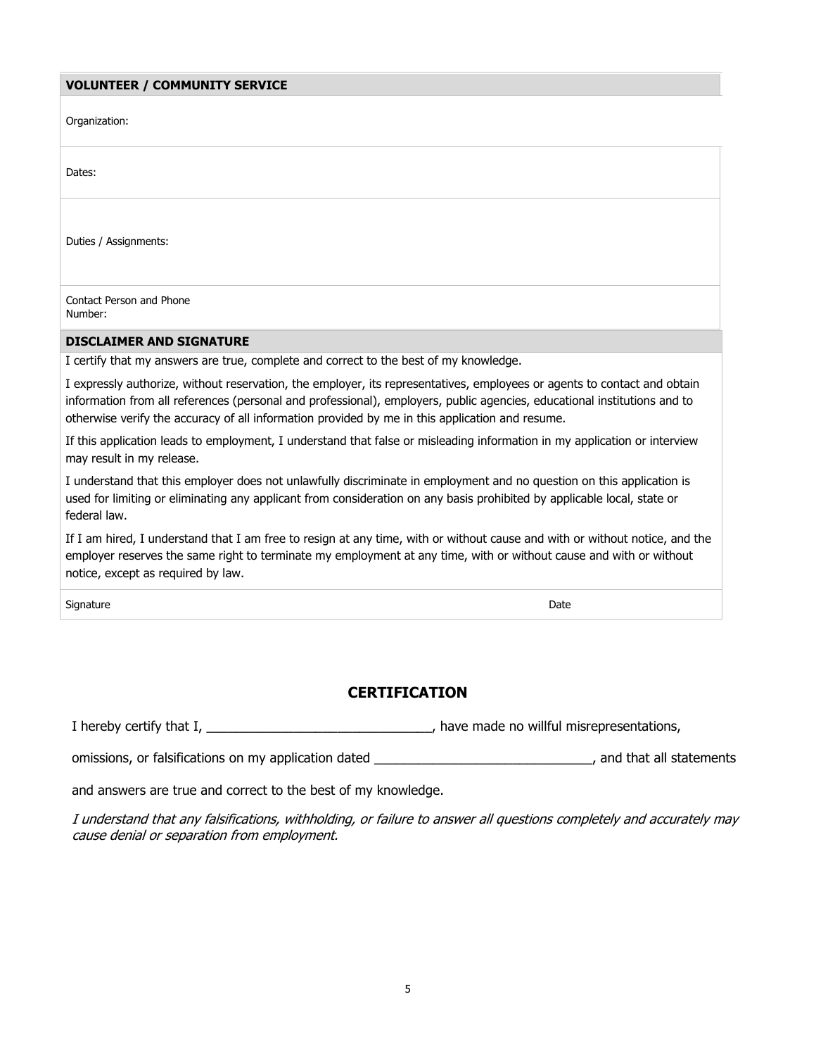## VOLUNTEER / COMMUNITY SERVICE

| | |
|---|---|
| Organization: | |
| Dates: | |
| Duties / Assignments: | |
| Contact Person and Phone Number: | |

## DISCLAIMER AND SIGNATURE

I certify that my answers are true, complete and correct to the best of my knowledge.

I expressly authorize, without reservation, the employer, its representatives, employees or agents to contact and obtain information from all references (personal and professional), employers, public agencies, educational institutions and to otherwise verify the accuracy of all information provided by me in this application and resume.

If this application leads to employment, I understand that false or misleading information in my application or interview may result in my release.

I understand that this employer does not unlawfully discriminate in employment and no question on this application is used for limiting or eliminating any applicant from consideration on any basis prohibited by applicable local, state or federal law.

If I am hired, I understand that I am free to resign at any time, with or without cause and with or without notice, and the employer reserves the same right to terminate my employment at any time, with or without cause and with or without notice, except as required by law.

| Signature | Date |
|---|---|
| | |

## CERTIFICATION

I hereby certify that I, ________________________________, have made no willful misrepresentations,

omissions, or falsifications on my application dated ______________________________, and that all statements

and answers are true and correct to the best of my knowledge.

*I understand that any falsifications, withholding, or failure to answer all questions completely and accurately may cause denial or separation from employment.*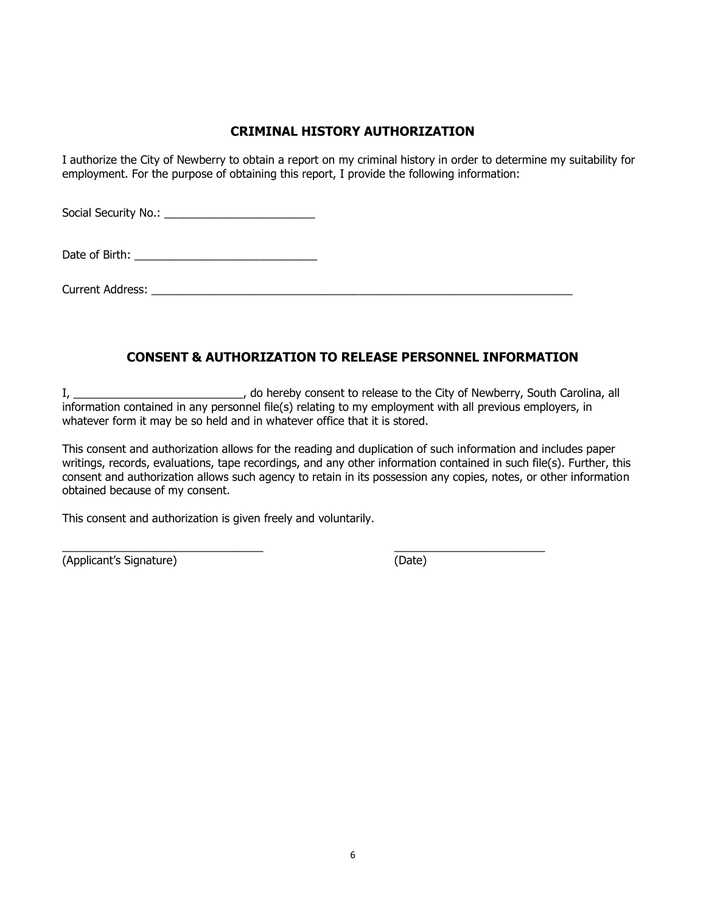## CRIMINAL HISTORY AUTHORIZATION

I authorize the City of Newberry to obtain a report on my criminal history in order to determine my suitability for employment. For the purpose of obtaining this report, I provide the following information:

Social Security No.: ________________________

Date of Birth: _____________________________

Current Address: ______________________________________________________________________

## CONSENT & AUTHORIZATION TO RELEASE PERSONNEL INFORMATION

I, ___________________________, do hereby consent to release to the City of Newberry, South Carolina, all information contained in any personnel file(s) relating to my employment with all previous employers, in whatever form it may be so held and in whatever office that it is stored.

This consent and authorization allows for the reading and duplication of such information and includes paper writings, records, evaluations, tape recordings, and any other information contained in such file(s). Further, this consent and authorization allows such agency to retain in its possession any copies, notes, or other information obtained because of my consent.

This consent and authorization is given freely and voluntarily.

_________________________________ &nbsp;&nbsp;&nbsp;&nbsp;&nbsp;&nbsp;&nbsp;&nbsp; ________________________
(Applicant's Signature) &nbsp;&nbsp;&nbsp;&nbsp;&nbsp;&nbsp;&nbsp;&nbsp;&nbsp;&nbsp;&nbsp;&nbsp;&nbsp;&nbsp;&nbsp;&nbsp;&nbsp;&nbsp;&nbsp;&nbsp;&nbsp;&nbsp;&nbsp;&nbsp;&nbsp;&nbsp; (Date)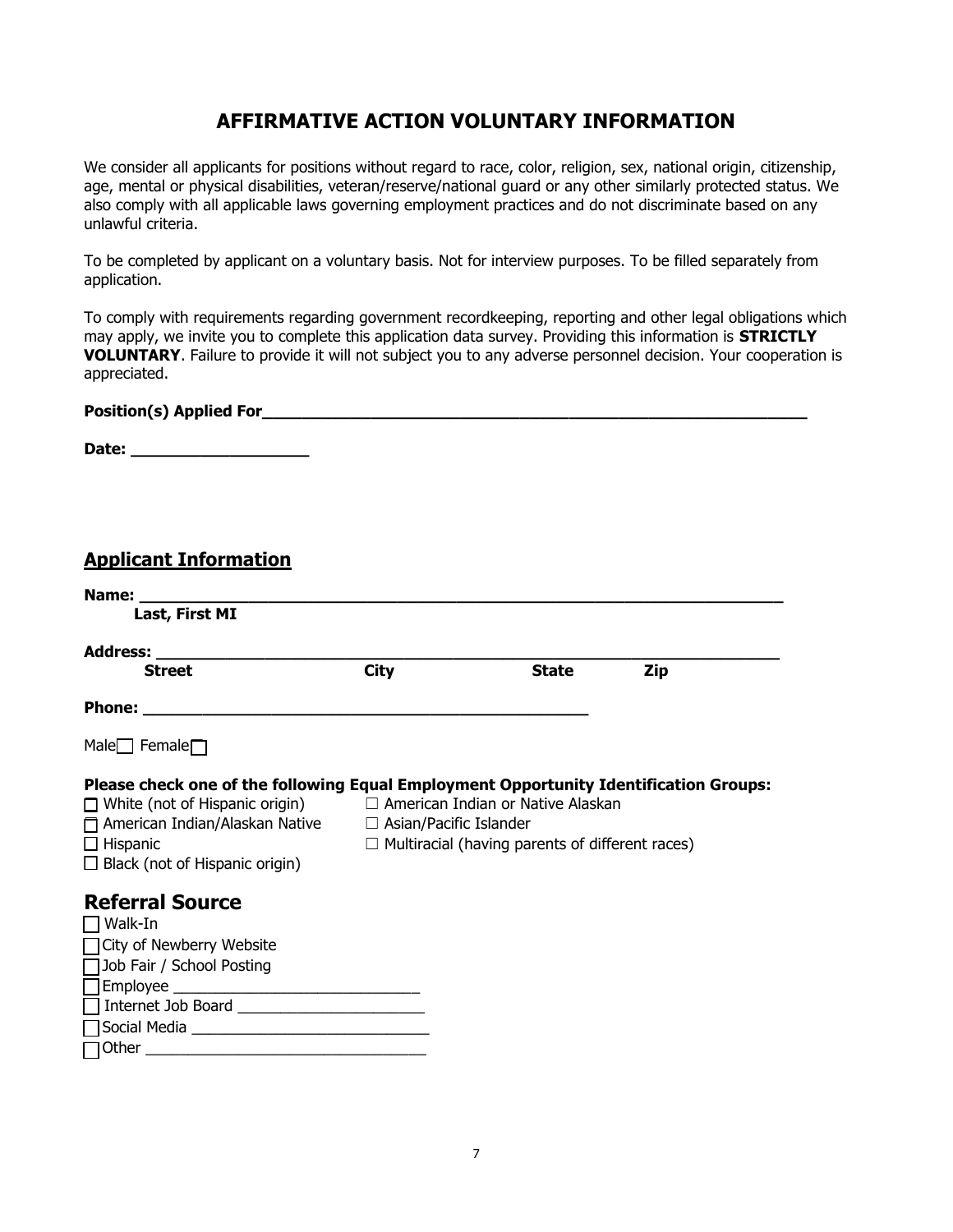# AFFIRMATIVE ACTION VOLUNTARY INFORMATION

We consider all applicants for positions without regard to race, color, religion, sex, national origin, citizenship, age, mental or physical disabilities, veteran/reserve/national guard or any other similarly protected status. We also comply with all applicable laws governing employment practices and do not discriminate based on any unlawful criteria.

To be completed by applicant on a voluntary basis. Not for interview purposes. To be filled separately from application.

To comply with requirements regarding government recordkeeping, reporting and other legal obligations which may apply, we invite you to complete this application data survey. Providing this information is **STRICTLY VOLUNTARY**. Failure to provide it will not subject you to any adverse personnel decision. Your cooperation is appreciated.

**Position(s) Applied For**______________________________________________________________

**Date:** ___________________

## Applicant Information

**Name:** ______________________________________________________________________
**Last, First MI**

**Address:** ____________________________________________________________________
**Street** **City** **State** **Zip**

**Phone:** ______________________________________________

Male☐ Female☐

**Please check one of the following Equal Employment Opportunity Identification Groups:**

☐ White (not of Hispanic origin)
☐ American Indian/Alaskan Native
☐ Hispanic
☐ Black (not of Hispanic origin)
☐ American Indian or Native Alaskan
☐ Asian/Pacific Islander
☐ Multiracial (having parents of different races)

## Referral Source

☐ Walk-In
☐ City of Newberry Website
☐ Job Fair / School Posting
☐ Employee ____________________________
☐ Internet Job Board ______________________
☐ Social Media ___________________________
☐ Other ________________________________